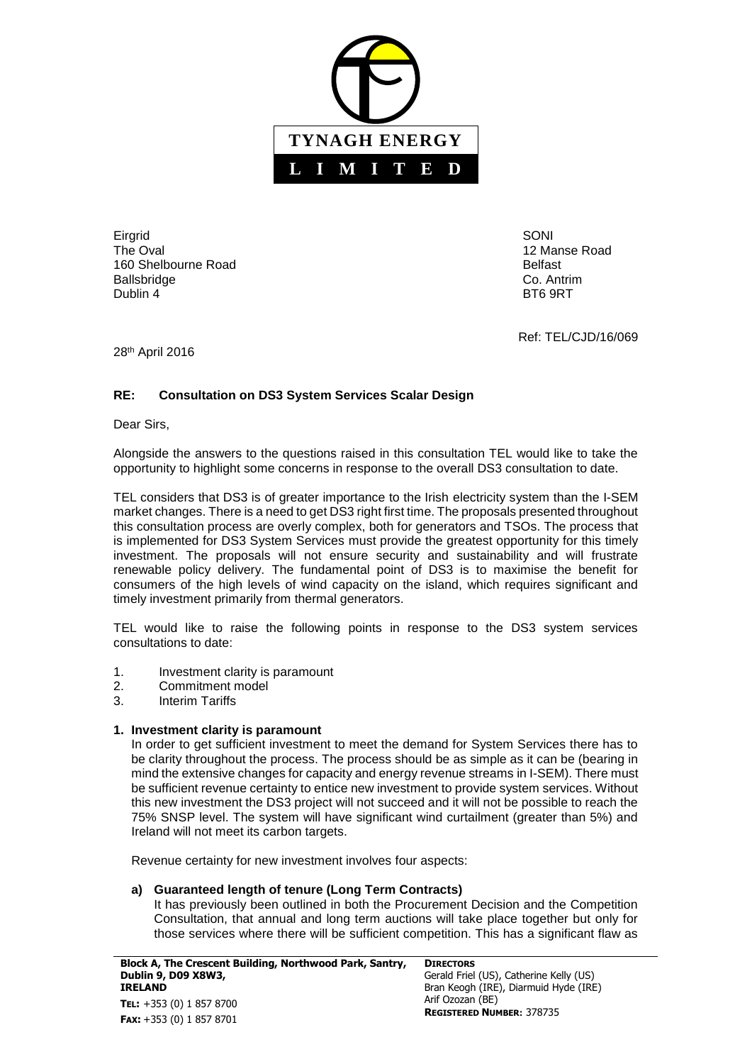**TYNAGH ENERGY**
**L I M I T E D**

Eirgrid
The Oval
160 Shelbourne Road
Ballsbridge
Dublin 4

SONI
12 Manse Road
Belfast
Co. Antrim
BT6 9RT

Ref: TEL/CJD/16/069

28th April 2016

**RE: Consultation on DS3 System Services Scalar Design**

Dear Sirs,

Alongside the answers to the questions raised in this consultation TEL would like to take the opportunity to highlight some concerns in response to the overall DS3 consultation to date.

TEL considers that DS3 is of greater importance to the Irish electricity system than the I-SEM market changes. There is a need to get DS3 right first time. The proposals presented throughout this consultation process are overly complex, both for generators and TSOs. The process that is implemented for DS3 System Services must provide the greatest opportunity for this timely investment. The proposals will not ensure security and sustainability and will frustrate renewable policy delivery. The fundamental point of DS3 is to maximise the benefit for consumers of the high levels of wind capacity on the island, which requires significant and timely investment primarily from thermal generators.

TEL would like to raise the following points in response to the DS3 system services consultations to date:

1. Investment clarity is paramount
2. Commitment model
3. Interim Tariffs

## 1. Investment clarity is paramount

In order to get sufficient investment to meet the demand for System Services there has to be clarity throughout the process. The process should be as simple as it can be (bearing in mind the extensive changes for capacity and energy revenue streams in I-SEM). There must be sufficient revenue certainty to entice new investment to provide system services. Without this new investment the DS3 project will not succeed and it will not be possible to reach the 75% SNSP level. The system will have significant wind curtailment (greater than 5%) and Ireland will not meet its carbon targets.

Revenue certainty for new investment involves four aspects:

### a) Guaranteed length of tenure (Long Term Contracts)

It has previously been outlined in both the Procurement Decision and the Competition Consultation, that annual and long term auctions will take place together but only for those services where there will be sufficient competition. This has a significant flaw as

**Block A, The Crescent Building, Northwood Park, Santry, Dublin 9, D09 X8W3, IRELAND**
**TEL:** +353 (0) 1 857 8700
**FAX:** +353 (0) 1 857 8701

**DIRECTORS**
Gerald Friel (US), Catherine Kelly (US)
Bran Keogh (IRE), Diarmuid Hyde (IRE)
Arif Ozozan (BE)
**REGISTERED NUMBER**: 378735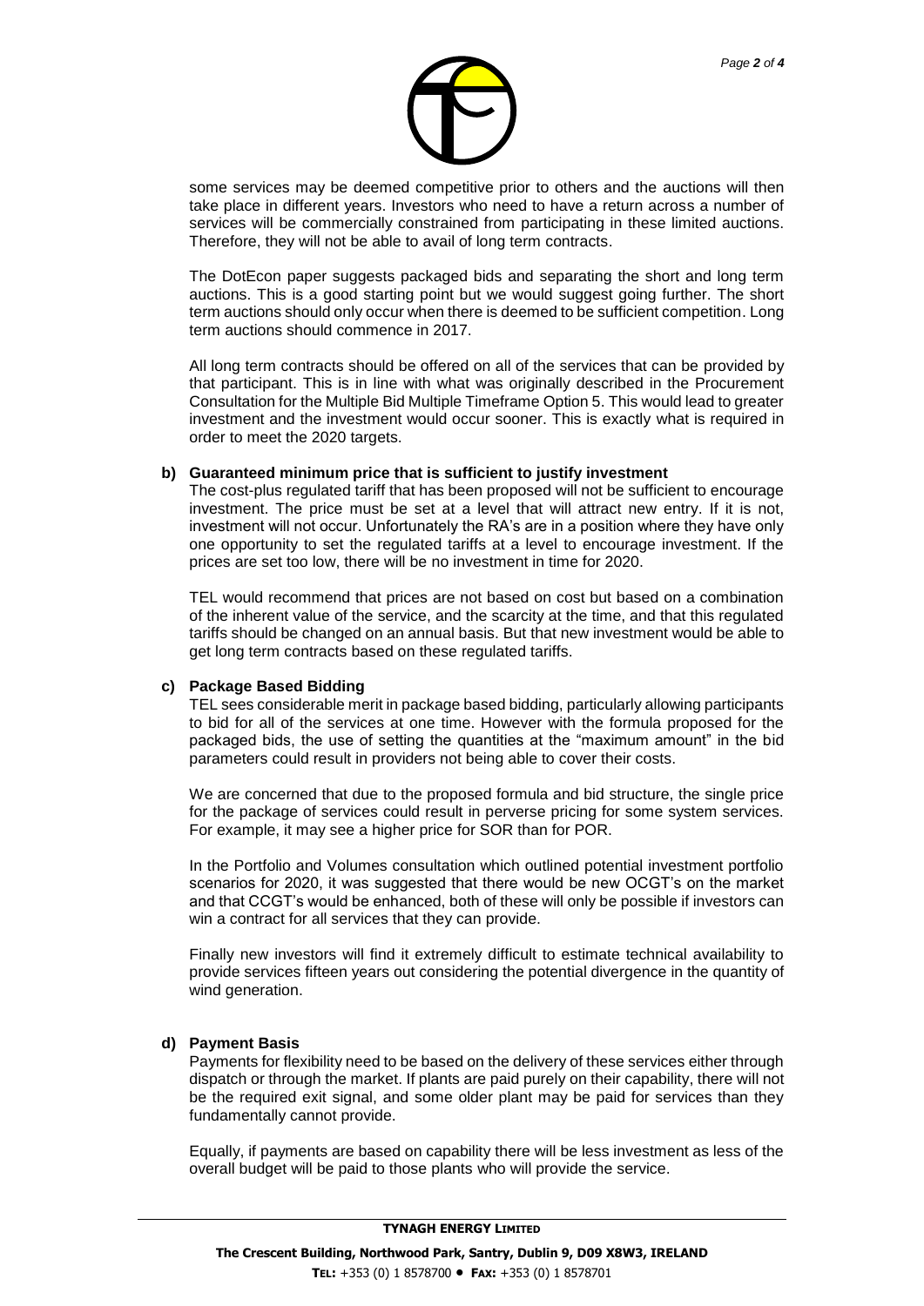some services may be deemed competitive prior to others and the auctions will then take place in different years. Investors who need to have a return across a number of services will be commercially constrained from participating in these limited auctions. Therefore, they will not be able to avail of long term contracts.

The DotEcon paper suggests packaged bids and separating the short and long term auctions. This is a good starting point but we would suggest going further. The short term auctions should only occur when there is deemed to be sufficient competition. Long term auctions should commence in 2017.

All long term contracts should be offered on all of the services that can be provided by that participant. This is in line with what was originally described in the Procurement Consultation for the Multiple Bid Multiple Timeframe Option 5. This would lead to greater investment and the investment would occur sooner. This is exactly what is required in order to meet the 2020 targets.

**b) Guaranteed minimum price that is sufficient to justify investment**

The cost-plus regulated tariff that has been proposed will not be sufficient to encourage investment. The price must be set at a level that will attract new entry. If it is not, investment will not occur. Unfortunately the RA's are in a position where they have only one opportunity to set the regulated tariffs at a level to encourage investment. If the prices are set too low, there will be no investment in time for 2020.

TEL would recommend that prices are not based on cost but based on a combination of the inherent value of the service, and the scarcity at the time, and that this regulated tariffs should be changed on an annual basis. But that new investment would be able to get long term contracts based on these regulated tariffs.

**c) Package Based Bidding**

TEL sees considerable merit in package based bidding, particularly allowing participants to bid for all of the services at one time. However with the formula proposed for the packaged bids, the use of setting the quantities at the "maximum amount" in the bid parameters could result in providers not being able to cover their costs.

We are concerned that due to the proposed formula and bid structure, the single price for the package of services could result in perverse pricing for some system services. For example, it may see a higher price for SOR than for POR.

In the Portfolio and Volumes consultation which outlined potential investment portfolio scenarios for 2020, it was suggested that there would be new OCGT's on the market and that CCGT's would be enhanced, both of these will only be possible if investors can win a contract for all services that they can provide.

Finally new investors will find it extremely difficult to estimate technical availability to provide services fifteen years out considering the potential divergence in the quantity of wind generation.

**d) Payment Basis**

Payments for flexibility need to be based on the delivery of these services either through dispatch or through the market. If plants are paid purely on their capability, there will not be the required exit signal, and some older plant may be paid for services than they fundamentally cannot provide.

Equally, if payments are based on capability there will be less investment as less of the overall budget will be paid to those plants who will provide the service.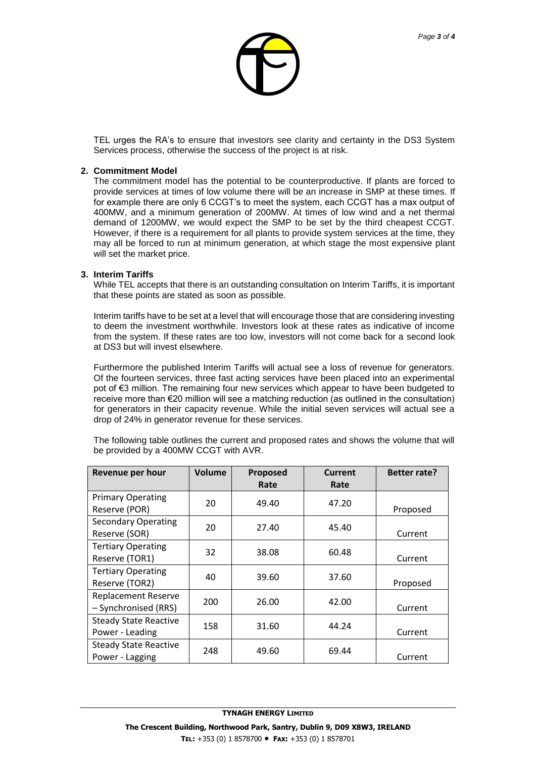TEL urges the RA's to ensure that investors see clarity and certainty in the DS3 System Services process, otherwise the success of the project is at risk.

**2. Commitment Model**

The commitment model has the potential to be counterproductive. If plants are forced to provide services at times of low volume there will be an increase in SMP at these times. If for example there are only 6 CCGT's to meet the system, each CCGT has a max output of 400MW, and a minimum generation of 200MW. At times of low wind and a net thermal demand of 1200MW, we would expect the SMP to be set by the third cheapest CCGT. However, if there is a requirement for all plants to provide system services at the time, they may all be forced to run at minimum generation, at which stage the most expensive plant will set the market price.

**3. Interim Tariffs**

While TEL accepts that there is an outstanding consultation on Interim Tariffs, it is important that these points are stated as soon as possible.

Interim tariffs have to be set at a level that will encourage those that are considering investing to deem the investment worthwhile. Investors look at these rates as indicative of income from the system. If these rates are too low, investors will not come back for a second look at DS3 but will invest elsewhere.

Furthermore the published Interim Tariffs will actual see a loss of revenue for generators. Of the fourteen services, three fast acting services have been placed into an experimental pot of €3 million. The remaining four new services which appear to have been budgeted to receive more than €20 million will see a matching reduction (as outlined in the consultation) for generators in their capacity revenue. While the initial seven services will actual see a drop of 24% in generator revenue for these services.

The following table outlines the current and proposed rates and shows the volume that will be provided by a 400MW CCGT with AVR.

| Revenue per hour | Volume | Proposed Rate | Current Rate | Better rate? |
|---|---|---|---|---|
| Primary Operating Reserve (POR) | 20 | 49.40 | 47.20 | Proposed |
| Secondary Operating Reserve (SOR) | 20 | 27.40 | 45.40 | Current |
| Tertiary Operating Reserve (TOR1) | 32 | 38.08 | 60.48 | Current |
| Tertiary Operating Reserve (TOR2) | 40 | 39.60 | 37.60 | Proposed |
| Replacement Reserve – Synchronised (RRS) | 200 | 26.00 | 42.00 | Current |
| Steady State Reactive Power - Leading | 158 | 31.60 | 44.24 | Current |
| Steady State Reactive Power - Lagging | 248 | 49.60 | 69.44 | Current |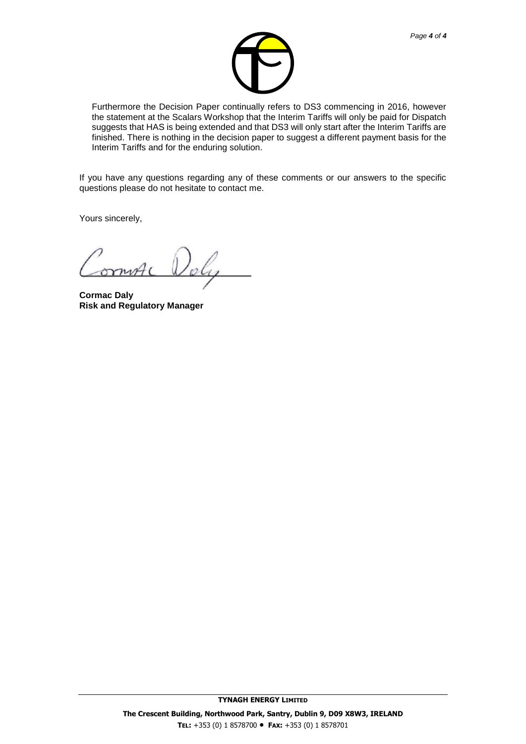Furthermore the Decision Paper continually refers to DS3 commencing in 2016, however the statement at the Scalars Workshop that the Interim Tariffs will only be paid for Dispatch suggests that HAS is being extended and that DS3 will only start after the Interim Tariffs are finished. There is nothing in the decision paper to suggest a different payment basis for the Interim Tariffs and for the enduring solution.

If you have any questions regarding any of these comments or our answers to the specific questions please do not hesitate to contact me.

Yours sincerely,

**Cormac Daly**
**Risk and Regulatory Manager**

**TYNAGH ENERGY LIMITED**

**The Crescent Building, Northwood Park, Santry, Dublin 9, D09 X8W3, IRELAND**

**TEL:** +353 (0) 1 8578700 • **FAX:** +353 (0) 1 8578701